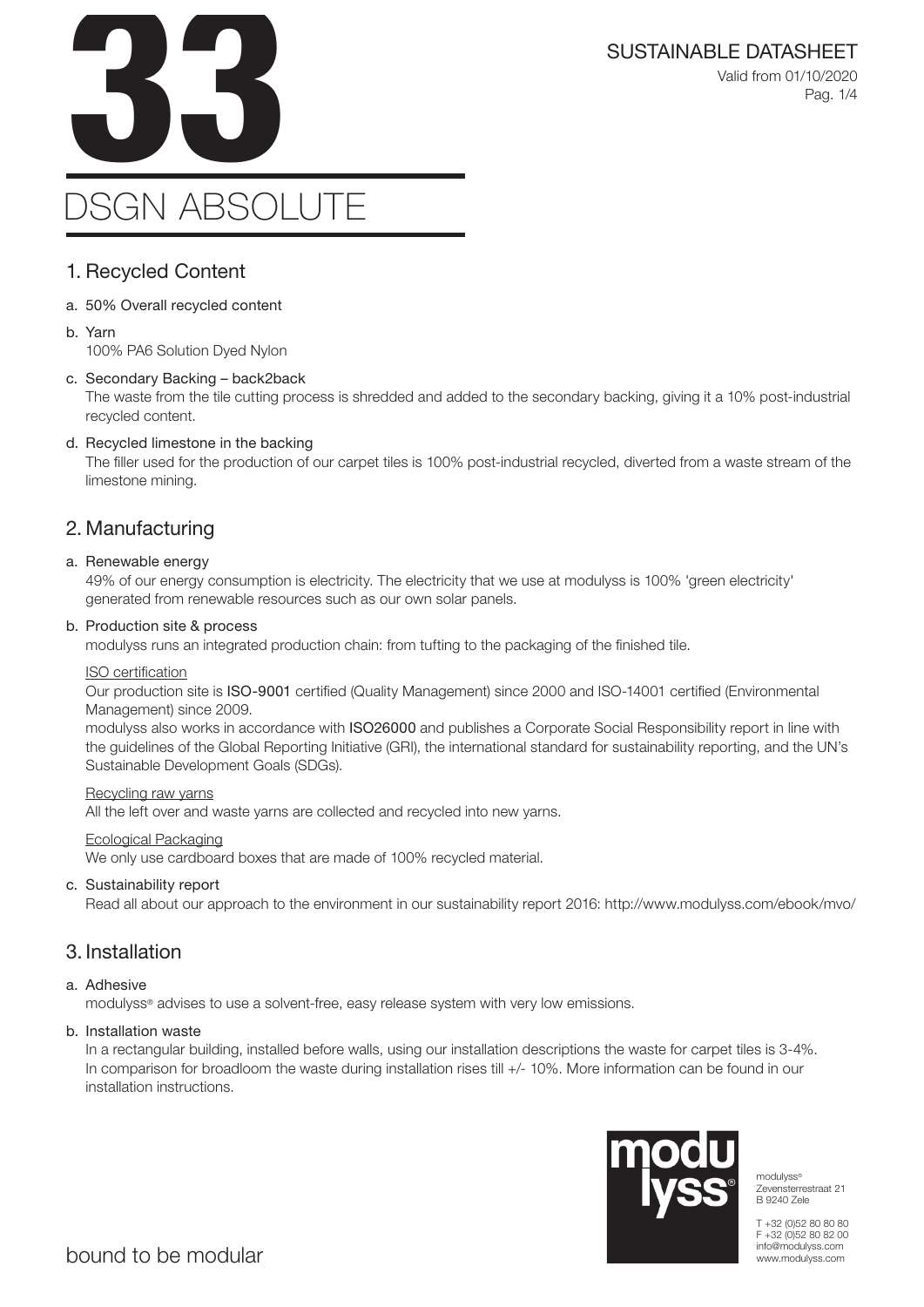# 33

# DSGN ABSOLUTE

SUSTAINABLE DATASHEET

Valid from 01/10/2020

## 1. Recycled Content

a. 50% Overall recycled content

b. Yarn
   100% PA6 Solution Dyed Nylon

c. Secondary Backing – back2back
   The waste from the tile cutting process is shredded and added to the secondary backing, giving it a 10% post-industrial recycled content.

d. Recycled limestone in the backing
   The filler used for the production of our carpet tiles is 100% post-industrial recycled, diverted from a waste stream of the limestone mining.

## 2. Manufacturing

a. Renewable energy
   49% of our energy consumption is electricity. The electricity that we use at modulyss is 100% 'green electricity' generated from renewable resources such as our own solar panels.

b. Production site & process
   modulyss runs an integrated production chain: from tufting to the packaging of the finished tile.

   ISO certification
   Our production site is **ISO-9001** certified (Quality Management) since 2000 and ISO-14001 certified (Environmental Management) since 2009.
   modulyss also works in accordance with **ISO26000** and publishes a Corporate Social Responsibility report in line with the guidelines of the Global Reporting Initiative (GRI), the international standard for sustainability reporting, and the UN's Sustainable Development Goals (SDGs).

   Recycling raw yarns
   All the left over and waste yarns are collected and recycled into new yarns.

   Ecological Packaging
   We only use cardboard boxes that are made of 100% recycled material.

c. Sustainability report
   Read all about our approach to the environment in our sustainability report 2016: http://www.modulyss.com/ebook/mvo/

## 3. Installation

a. Adhesive
   modulyss® advises to use a solvent-free, easy release system with very low emissions.

b. Installation waste
   In a rectangular building, installed before walls, using our installation descriptions the waste for carpet tiles is 3-4%. In comparison for broadloom the waste during installation rises till +/- 10%. More information can be found in our installation instructions.

modulyss®
Zevensterrestraat 21
B 9240 Zele

T +32 (0)52 80 80 80
F +32 (0)52 80 82 00
info@modulyss.com
www.modulyss.com

bound to be modular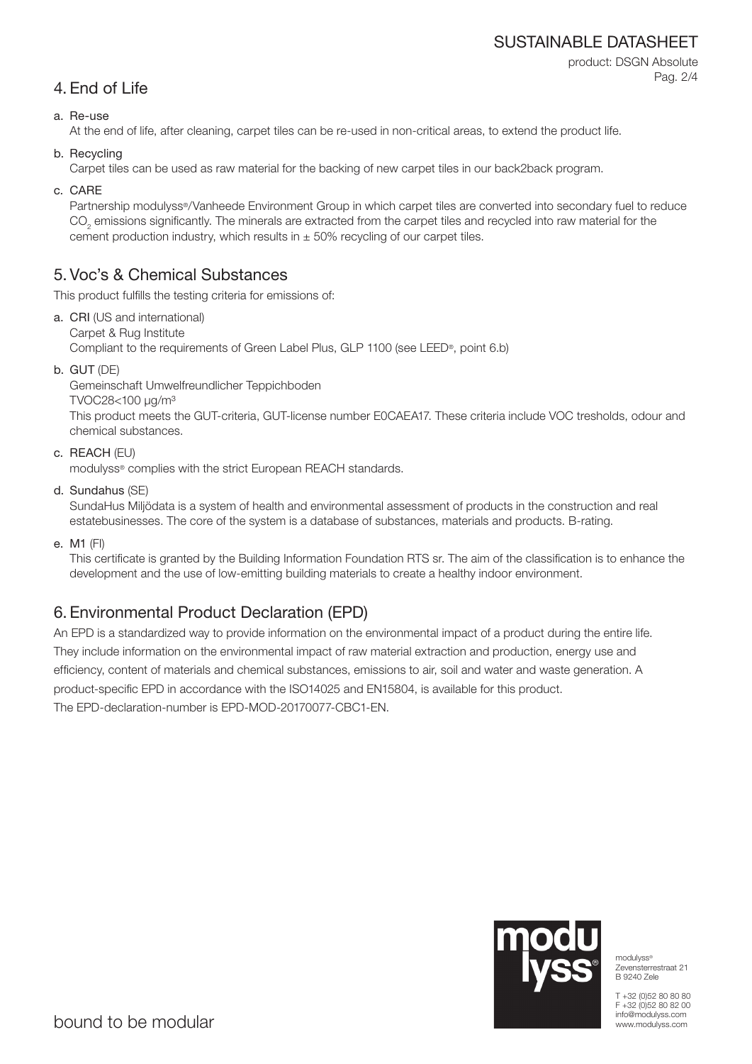## 4. End of Life

a. Re-use
   At the end of life, after cleaning, carpet tiles can be re-used in non-critical areas, to extend the product life.

b. Recycling
   Carpet tiles can be used as raw material for the backing of new carpet tiles in our back2back program.

c. CARE
   Partnership modulyss®/Vanheede Environment Group in which carpet tiles are converted into secondary fuel to reduce $CO_2$ emissions significantly. The minerals are extracted from the carpet tiles and recycled into raw material for the cement production industry, which results in ± 50% recycling of our carpet tiles.

## 5. Voc's & Chemical Substances

This product fulfills the testing criteria for emissions of:

a. **CRI** (US and international)
   Carpet & Rug Institute
   Compliant to the requirements of Green Label Plus, GLP 1100 (see LEED®, point 6.b)

b. **GUT** (DE)
   Gemeinschaft Umwelfreundlicher Teppichboden
   TVOC28<100 µg/m³
   This product meets the GUT-criteria, GUT-license number E0CAEA17. These criteria include VOC tresholds, odour and chemical substances.

c. **REACH** (EU)
   modulyss® complies with the strict European REACH standards.

d. **Sundahus** (SE)
   SundaHus Miljödata is a system of health and environmental assessment of products in the construction and real estatebusinesses. The core of the system is a database of substances, materials and products. B-rating.

e. **M1** (FI)
   This certificate is granted by the Building Information Foundation RTS sr. The aim of the classification is to enhance the development and the use of low-emitting building materials to create a healthy indoor environment.

## 6. Environmental Product Declaration (EPD)

An EPD is a standardized way to provide information on the environmental impact of a product during the entire life. They include information on the environmental impact of raw material extraction and production, energy use and efficiency, content of materials and chemical substances, emissions to air, soil and water and waste generation. A product-specific EPD in accordance with the ISO14025 and EN15804, is available for this product.
The EPD-declaration-number is EPD-MOD-20170077-CBC1-EN.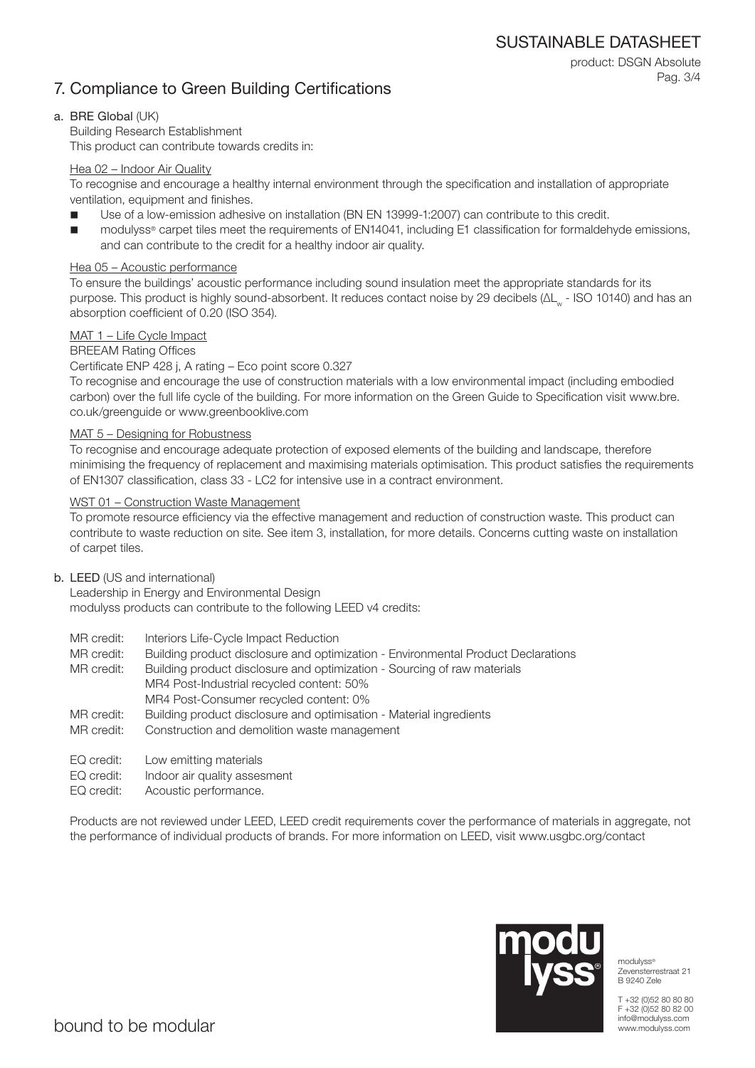## 7. Compliance to Green Building Certifications

### a. BRE Global (UK)

Building Research Establishment
This product can contribute towards credits in:

Hea 02 – Indoor Air Quality

To recognise and encourage a healthy internal environment through the specification and installation of appropriate ventilation, equipment and finishes.

- Use of a low-emission adhesive on installation (BN EN 13999-1:2007) can contribute to this credit.
- modulyss® carpet tiles meet the requirements of EN14041, including E1 classification for formaldehyde emissions, and can contribute to the credit for a healthy indoor air quality.

Hea 05 – Acoustic performance

To ensure the buildings' acoustic performance including sound insulation meet the appropriate standards for its purpose. This product is highly sound-absorbent. It reduces contact noise by 29 decibels ($\Delta L_w$ - ISO 10140) and has an absorption coefficient of 0.20 (ISO 354).

MAT 1 – Life Cycle Impact

BREEAM Rating Offices

Certificate ENP 428 j, A rating – Eco point score 0.327

To recognise and encourage the use of construction materials with a low environmental impact (including embodied carbon) over the full life cycle of the building. For more information on the Green Guide to Specification visit www.bre.co.uk/greenguide or www.greenbooklive.com

MAT 5 – Designing for Robustness

To recognise and encourage adequate protection of exposed elements of the building and landscape, therefore minimising the frequency of replacement and maximising materials optimisation. This product satisfies the requirements of EN1307 classification, class 33 - LC2 for intensive use in a contract environment.

WST 01 – Construction Waste Management

To promote resource efficiency via the effective management and reduction of construction waste. This product can contribute to waste reduction on site. See item 3, installation, for more details. Concerns cutting waste on installation of carpet tiles.

### b. LEED (US and international)

Leadership in Energy and Environmental Design
modulyss products can contribute to the following LEED v4 credits:

MR credit: Interiors Life-Cycle Impact Reduction
MR credit: Building product disclosure and optimization - Environmental Product Declarations
MR credit: Building product disclosure and optimization - Sourcing of raw materials
MR4 Post-Industrial recycled content: 50%
MR4 Post-Consumer recycled content: 0%
MR credit: Building product disclosure and optimisation - Material ingredients
MR credit: Construction and demolition waste management

EQ credit: Low emitting materials
EQ credit: Indoor air quality assesment
EQ credit: Acoustic performance.

Products are not reviewed under LEED, LEED credit requirements cover the performance of materials in aggregate, not the performance of individual products of brands. For more information on LEED, visit www.usgbc.org/contact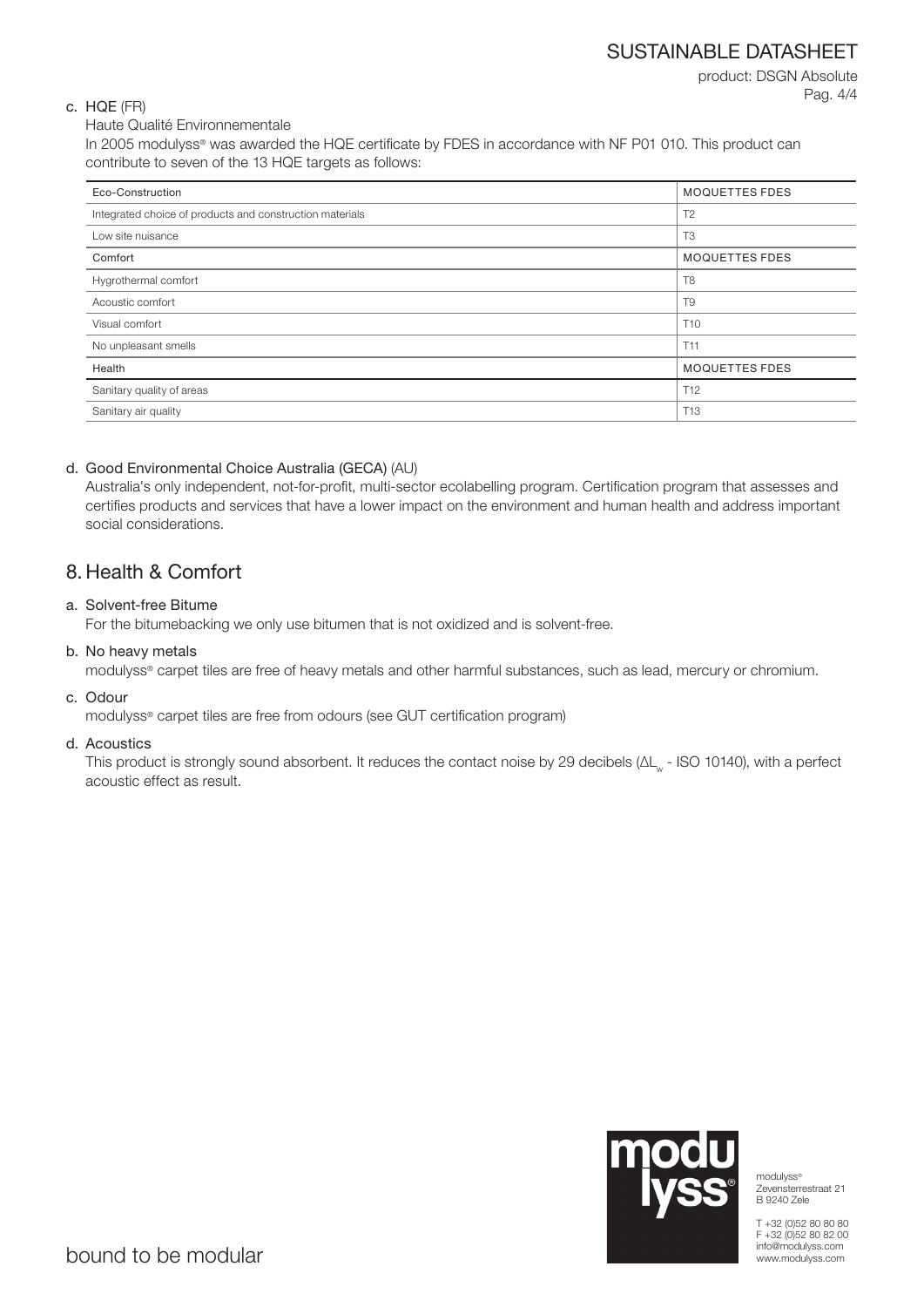c. **HQE** (FR)

Haute Qualité Environnementale

In 2005 modulyss® was awarded the HQE certificate by FDES in accordance with NF P01 010. This product can contribute to seven of the 13 HQE targets as follows:

| Eco-Construction | MOQUETTES FDES |
|---|---|
| Integrated choice of products and construction materials | T2 |
| Low site nuisance | T3 |
| **Comfort** | **MOQUETTES FDES** |
| Hygrothermal comfort | T8 |
| Acoustic comfort | T9 |
| Visual comfort | T10 |
| No unpleasant smells | T11 |
| **Health** | **MOQUETTES FDES** |
| Sanitary quality of areas | T12 |
| Sanitary air quality | T13 |

d. **Good Environmental Choice Australia (GECA)** (AU)

Australia's only independent, not-for-profit, multi-sector ecolabelling program. Certification program that assesses and certifies products and services that have a lower impact on the environment and human health and address important social considerations.

## 8. Health & Comfort

a. Solvent-free Bitume

For the bitumebacking we only use bitumen that is not oxidized and is solvent-free.

b. No heavy metals

modulyss® carpet tiles are free of heavy metals and other harmful substances, such as lead, mercury or chromium.

c. Odour

modulyss® carpet tiles are free from odours (see GUT certification program)

d. Acoustics

This product is strongly sound absorbent. It reduces the contact noise by 29 decibels ($\Delta L_w$ - ISO 10140), with a perfect acoustic effect as result.

modulyss®
Zevensterrestraat 21
B 9240 Zele

T +32 (0)52 80 80 80
F +32 (0)52 80 82 00
info@modulyss.com
www.modulyss.com

bound to be modular